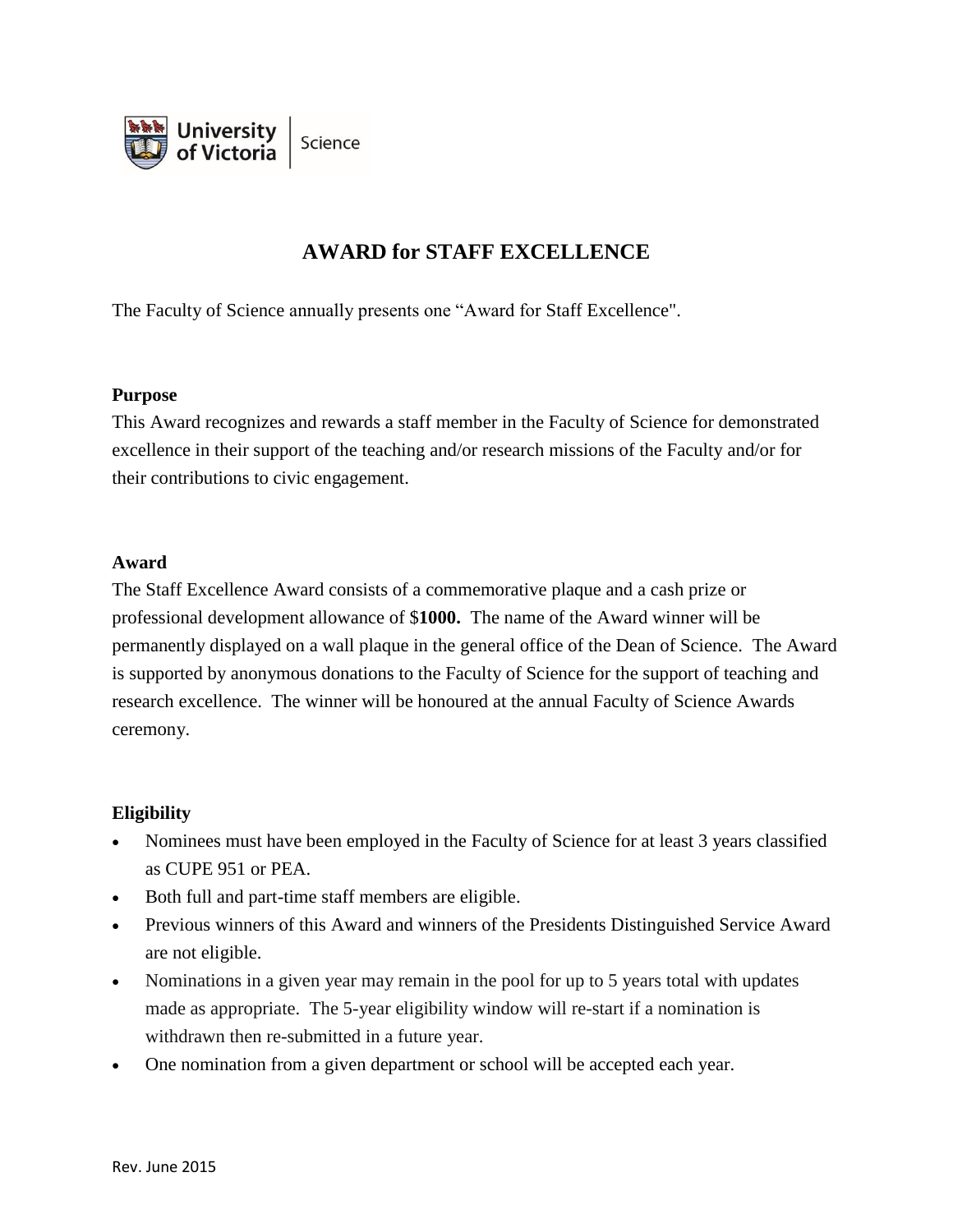University of Victoria | Science

# AWARD for STAFF EXCELLENCE

The Faculty of Science annually presents one "Award for Staff Excellence".

**Purpose**

This Award recognizes and rewards a staff member in the Faculty of Science for demonstrated excellence in their support of the teaching and/or research missions of the Faculty and/or for their contributions to civic engagement.

**Award**

The Staff Excellence Award consists of a commemorative plaque and a cash prize or professional development allowance of $**1000.** The name of the Award winner will be permanently displayed on a wall plaque in the general office of the Dean of Science. The Award is supported by anonymous donations to the Faculty of Science for the support of teaching and research excellence. The winner will be honoured at the annual Faculty of Science Awards ceremony.

**Eligibility**

- Nominees must have been employed in the Faculty of Science for at least 3 years classified as CUPE 951 or PEA.
- Both full and part-time staff members are eligible.
- Previous winners of this Award and winners of the Presidents Distinguished Service Award are not eligible.
- Nominations in a given year may remain in the pool for up to 5 years total with updates made as appropriate. The 5-year eligibility window will re-start if a nomination is withdrawn then re-submitted in a future year.
- One nomination from a given department or school will be accepted each year.

Rev. June 2015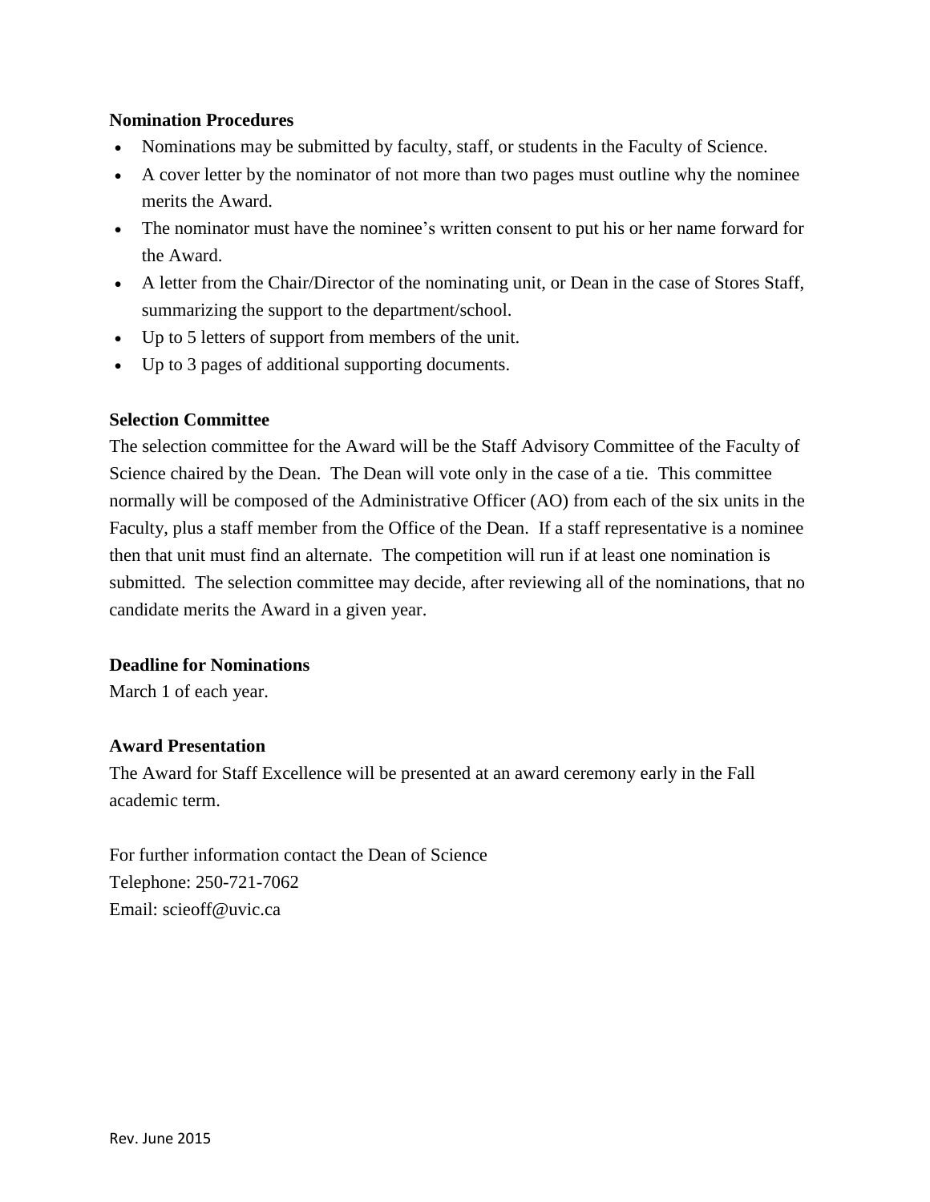**Nomination Procedures**

- Nominations may be submitted by faculty, staff, or students in the Faculty of Science.
- A cover letter by the nominator of not more than two pages must outline why the nominee merits the Award.
- The nominator must have the nominee's written consent to put his or her name forward for the Award.
- A letter from the Chair/Director of the nominating unit, or Dean in the case of Stores Staff, summarizing the support to the department/school.
- Up to 5 letters of support from members of the unit.
- Up to 3 pages of additional supporting documents.

**Selection Committee**

The selection committee for the Award will be the Staff Advisory Committee of the Faculty of Science chaired by the Dean. The Dean will vote only in the case of a tie. This committee normally will be composed of the Administrative Officer (AO) from each of the six units in the Faculty, plus a staff member from the Office of the Dean. If a staff representative is a nominee then that unit must find an alternate. The competition will run if at least one nomination is submitted. The selection committee may decide, after reviewing all of the nominations, that no candidate merits the Award in a given year.

**Deadline for Nominations**

March 1 of each year.

**Award Presentation**

The Award for Staff Excellence will be presented at an award ceremony early in the Fall academic term.

For further information contact the Dean of Science
Telephone: 250-721-7062
Email: scieoff@uvic.ca

Rev. June 2015